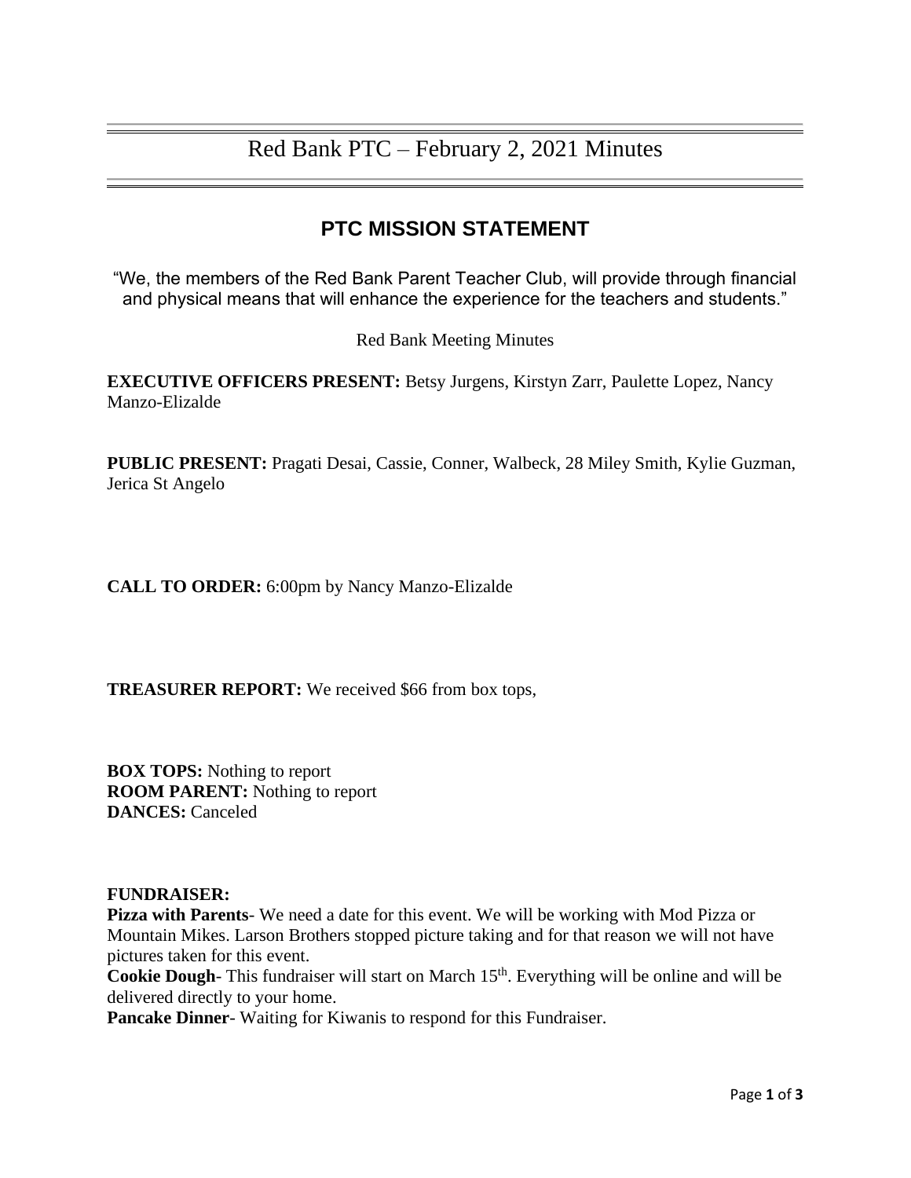# Red Bank PTC – February 2, 2021 Minutes

## PTC MISSION STATEMENT

"We, the members of the Red Bank Parent Teacher Club, will provide through financial and physical means that will enhance the experience for the teachers and students."

Red Bank Meeting Minutes

**EXECUTIVE OFFICERS PRESENT:** Betsy Jurgens, Kirstyn Zarr, Paulette Lopez, Nancy Manzo-Elizalde

**PUBLIC PRESENT:** Pragati Desai, Cassie, Conner, Walbeck, 28 Miley Smith, Kylie Guzman, Jerica St Angelo

**CALL TO ORDER:** 6:00pm by Nancy Manzo-Elizalde

**TREASURER REPORT:** We received $66 from box tops,

**BOX TOPS:** Nothing to report
**ROOM PARENT:** Nothing to report
**DANCES:** Canceled

**FUNDRAISER:**
**Pizza with Parents**- We need a date for this event. We will be working with Mod Pizza or Mountain Mikes. Larson Brothers stopped picture taking and for that reason we will not have pictures taken for this event.
**Cookie Dough**- This fundraiser will start on March 15th. Everything will be online and will be delivered directly to your home.
**Pancake Dinner**- Waiting for Kiwanis to respond for this Fundraiser.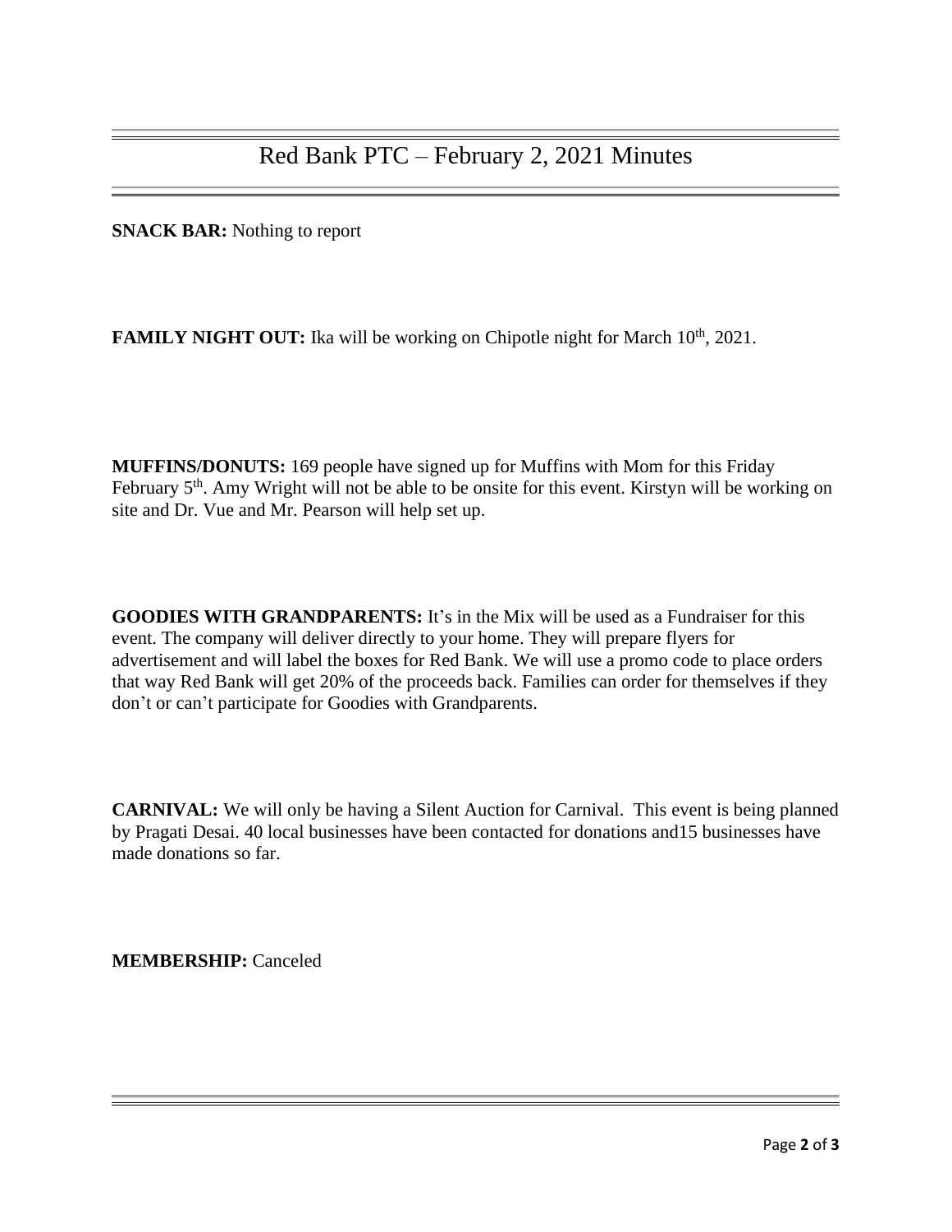# Red Bank PTC – February 2, 2021 Minutes

**SNACK BAR:** Nothing to report

**FAMILY NIGHT OUT:** Ika will be working on Chipotle night for March 10th, 2021.

**MUFFINS/DONUTS:** 169 people have signed up for Muffins with Mom for this Friday February 5th. Amy Wright will not be able to be onsite for this event. Kirstyn will be working on site and Dr. Vue and Mr. Pearson will help set up.

**GOODIES WITH GRANDPARENTS:** It's in the Mix will be used as a Fundraiser for this event. The company will deliver directly to your home. They will prepare flyers for advertisement and will label the boxes for Red Bank. We will use a promo code to place orders that way Red Bank will get 20% of the proceeds back. Families can order for themselves if they don't or can't participate for Goodies with Grandparents.

**CARNIVAL:** We will only be having a Silent Auction for Carnival. This event is being planned by Pragati Desai. 40 local businesses have been contacted for donations and15 businesses have made donations so far.

**MEMBERSHIP:** Canceled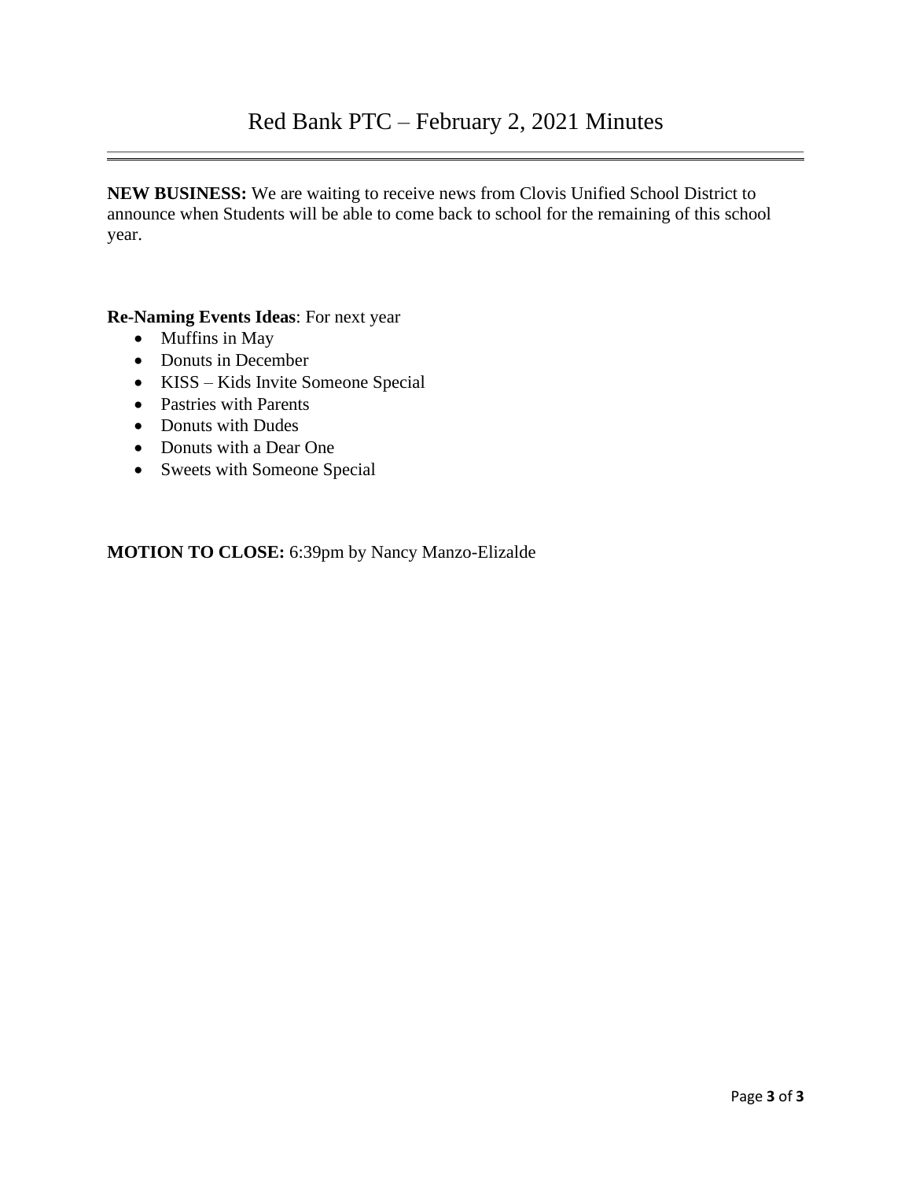# Red Bank PTC – February 2, 2021 Minutes

**NEW BUSINESS:** We are waiting to receive news from Clovis Unified School District to announce when Students will be able to come back to school for the remaining of this school year.

**Re-Naming Events Ideas**: For next year

- Muffins in May
- Donuts in December
- KISS – Kids Invite Someone Special
- Pastries with Parents
- Donuts with Dudes
- Donuts with a Dear One
- Sweets with Someone Special

**MOTION TO CLOSE:** 6:39pm by Nancy Manzo-Elizalde